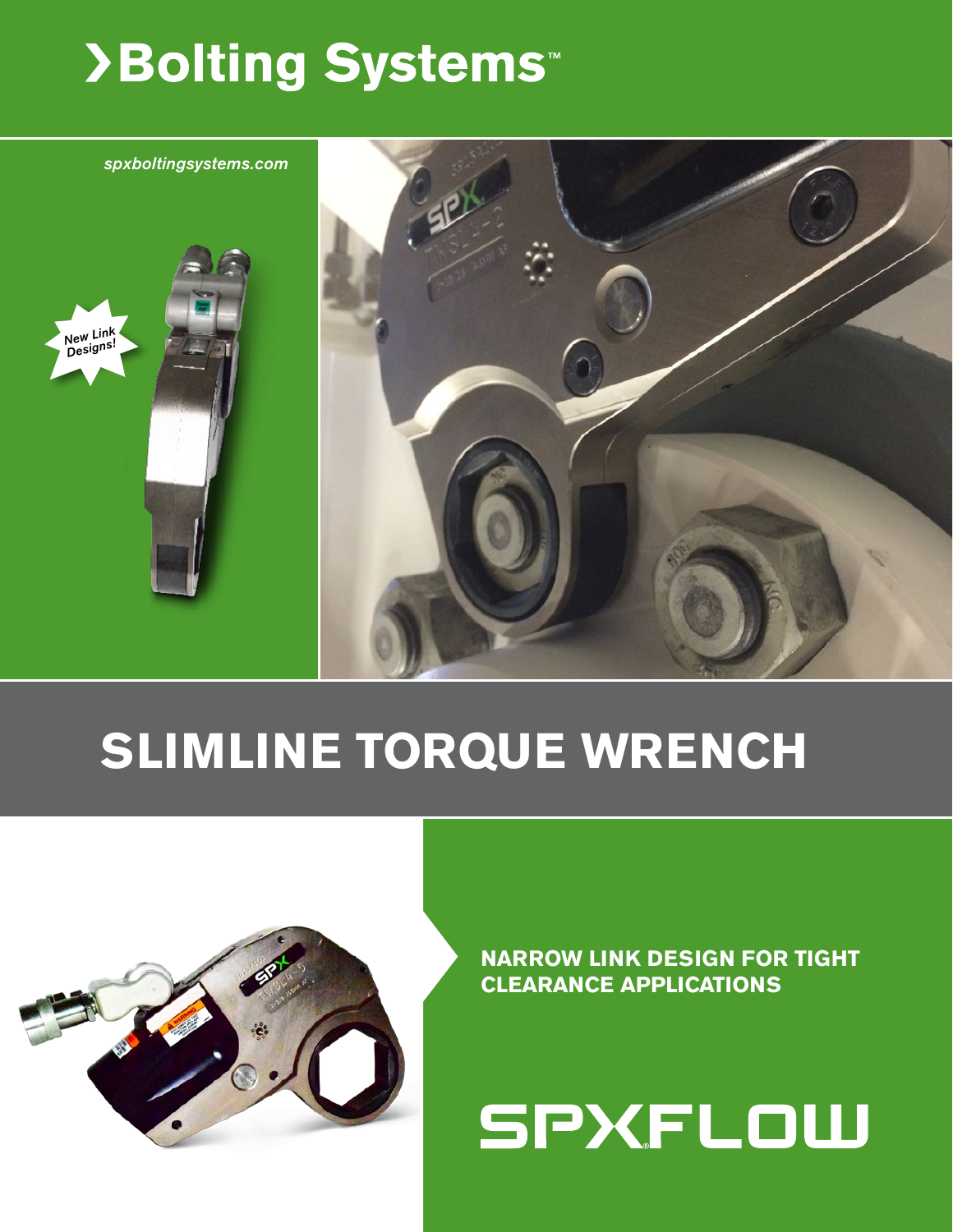# ›Bolting Systems™

*spxboltingsystems.com*

New Link Designs!

# SLIMLINE TORQUE WRENCH

**NARROW LINK DESIGN FOR TIGHT CLEARANCE APPLICATIONS**

SPXFLOW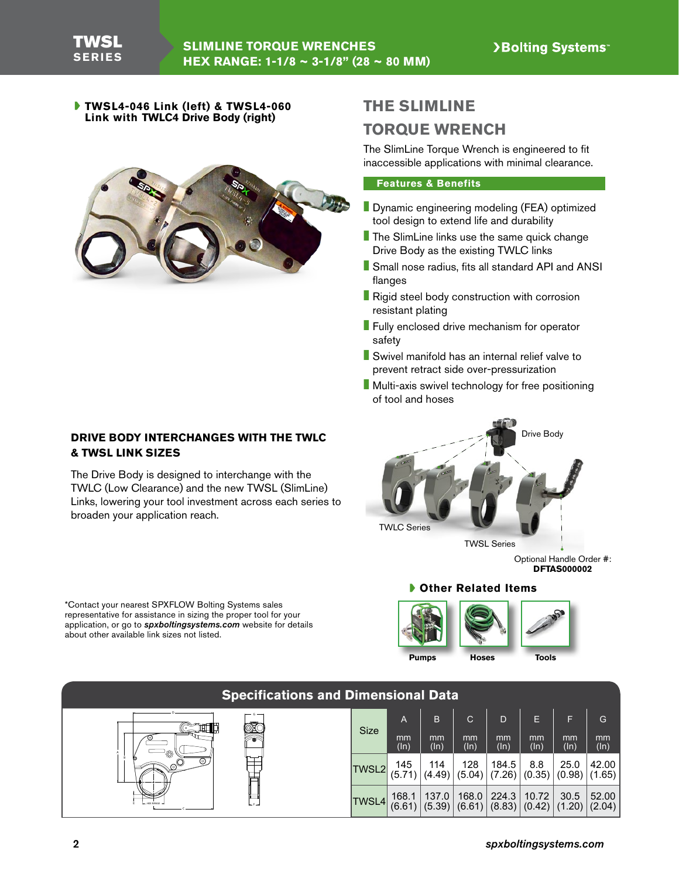# THE SLIMLINE TORQUE WRENCH

**TWSL4-046 Link (left) & TWSL4-060 Link with TWLC4 Drive Body (right)**

The SlimLine Torque Wrench is engineered to fit inaccessible applications with minimal clearance.

**Features & Benefits**

- Dynamic engineering modeling (FEA) optimized tool design to extend life and durability
- The SlimLine links use the same quick change Drive Body as the existing TWLC links
- Small nose radius, fits all standard API and ANSI flanges
- Rigid steel body construction with corrosion resistant plating
- Fully enclosed drive mechanism for operator safety
- Swivel manifold has an internal relief valve to prevent retract side over-pressurization
- Multi-axis swivel technology for free positioning of tool and hoses

## DRIVE BODY INTERCHANGES WITH THE TWLC & TWSL LINK SIZES

The Drive Body is designed to interchange with the TWLC (Low Clearance) and the new TWSL (SlimLine) Links, lowering your tool investment across each series to broaden your application reach.

Drive Body

TWLC Series

TWSL Series

Optional Handle Order #: **DFTAS000002**

*Contact your nearest SPXFLOW Bolting Systems sales representative for assistance in sizing the proper tool for your application, or go to ***spxboltingsystems.com*** website for details about other available link sizes not listed.

**Other Related Items**

**Pumps** **Hoses** **Tools**

## Specifications and Dimensional Data

| Size | A mm (In) | B mm (In) | C mm (In) | D mm (In) | E mm (In) | F mm (In) | G mm (In) |
|---|---|---|---|---|---|---|---|
| TWSL2 | 145 (5.71) | 114 (4.49) | 128 (5.04) | 184.5 (7.26) | 8.8 (0.35) | 25.0 (0.98) | 42.00 (1.65) |
| TWSL4 | 168.1 (6.61) | 137.0 (5.39) | 168.0 (6.61) | 224.3 (8.83) | 10.72 (0.42) | 30.5 (1.20) | 52.00 (2.04) |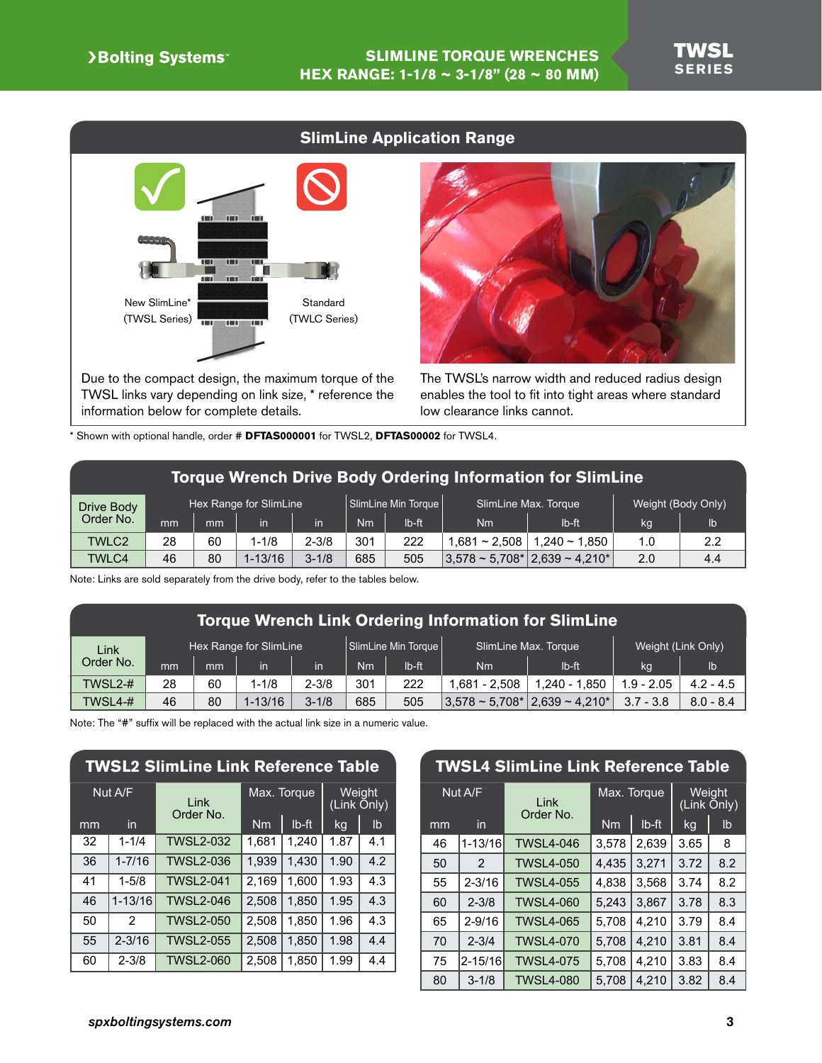## SlimLine Application Range

New SlimLine* (TWSL Series)

Standard (TWLC Series)

Due to the compact design, the maximum torque of the TWSL links vary depending on link size, * reference the information below for complete details.

The TWSL's narrow width and reduced radius design enables the tool to fit into tight areas where standard low clearance links cannot.

* Shown with optional handle, order # **DFTAS000001** for TWSL2, **DFTAS00002** for TWSL4.

## Torque Wrench Drive Body Ordering Information for SlimLine

| Drive Body Order No. | Hex Range for SlimLine | | | | SlimLine Min Torque | | SlimLine Max. Torque | | Weight (Body Only) | |
|---|---|---|---|---|---|---|---|---|---|---|
| | mm | mm | in | in | Nm | lb-ft | Nm | lb-ft | kg | lb |
| TWLC2 | 28 | 60 | 1-1/8 | 2-3/8 | 301 | 222 | 1,681 ~ 2,508 | 1,240 ~ 1,850 | 1.0 | 2.2 |
| TWLC4 | 46 | 80 | 1-13/16 | 3-1/8 | 685 | 505 | 3,578 ~ 5,708* | 2,639 ~ 4,210* | 2.0 | 4.4 |

Note: Links are sold separately from the drive body, refer to the tables below.

## Torque Wrench Link Ordering Information for SlimLine

| Link Order No. | Hex Range for SlimLine | | | | SlimLine Min Torque | | SlimLine Max. Torque | | Weight (Link Only) | |
|---|---|---|---|---|---|---|---|---|---|---|
| | mm | mm | in | in | Nm | lb-ft | Nm | lb-ft | kg | lb |
| TWSL2-# | 28 | 60 | 1-1/8 | 2-3/8 | 301 | 222 | 1,681 - 2,508 | 1,240 - 1,850 | 1.9 - 2.05 | 4.2 - 4.5 |
| TWSL4-# | 46 | 80 | 1-13/16 | 3-1/8 | 685 | 505 | 3,578 ~ 5,708* | 2,639 ~ 4,210* | 3.7 - 3.8 | 8.0 - 8.4 |

Note: The "#" suffix will be replaced with the actual link size in a numeric value.

## TWSL2 SlimLine Link Reference Table

| Nut A/F | | Link Order No. | Max. Torque | | Weight (Link Only) | |
|---|---|---|---|---|---|---|
| mm | in | | Nm | lb-ft | kg | lb |
| 32 | 1-1/4 | TWSL2-032 | 1,681 | 1,240 | 1.87 | 4.1 |
| 36 | 1-7/16 | TWSL2-036 | 1,939 | 1,430 | 1.90 | 4.2 |
| 41 | 1-5/8 | TWSL2-041 | 2,169 | 1,600 | 1.93 | 4.3 |
| 46 | 1-13/16 | TWSL2-046 | 2,508 | 1,850 | 1.95 | 4.3 |
| 50 | 2 | TWSL2-050 | 2,508 | 1,850 | 1.96 | 4.3 |
| 55 | 2-3/16 | TWSL2-055 | 2,508 | 1,850 | 1.98 | 4.4 |
| 60 | 2-3/8 | TWSL2-060 | 2,508 | 1,850 | 1.99 | 4.4 |

## TWSL4 SlimLine Link Reference Table

| Nut A/F | | Link Order No. | Max. Torque | | Weight (Link Only) | |
|---|---|---|---|---|---|---|
| mm | in | | Nm | lb-ft | kg | lb |
| 46 | 1-13/16 | TWSL4-046 | 3,578 | 2,639 | 3.65 | 8 |
| 50 | 2 | TWSL4-050 | 4,435 | 3,271 | 3.72 | 8.2 |
| 55 | 2-3/16 | TWSL4-055 | 4,838 | 3,568 | 3.74 | 8.2 |
| 60 | 2-3/8 | TWSL4-060 | 5,243 | 3,867 | 3.78 | 8.3 |
| 65 | 2-9/16 | TWSL4-065 | 5,708 | 4,210 | 3.79 | 8.4 |
| 70 | 2-3/4 | TWSL4-070 | 5,708 | 4,210 | 3.81 | 8.4 |
| 75 | 2-15/16 | TWSL4-075 | 5,708 | 4,210 | 3.83 | 8.4 |
| 80 | 3-1/8 | TWSL4-080 | 5,708 | 4,210 | 3.82 | 8.4 |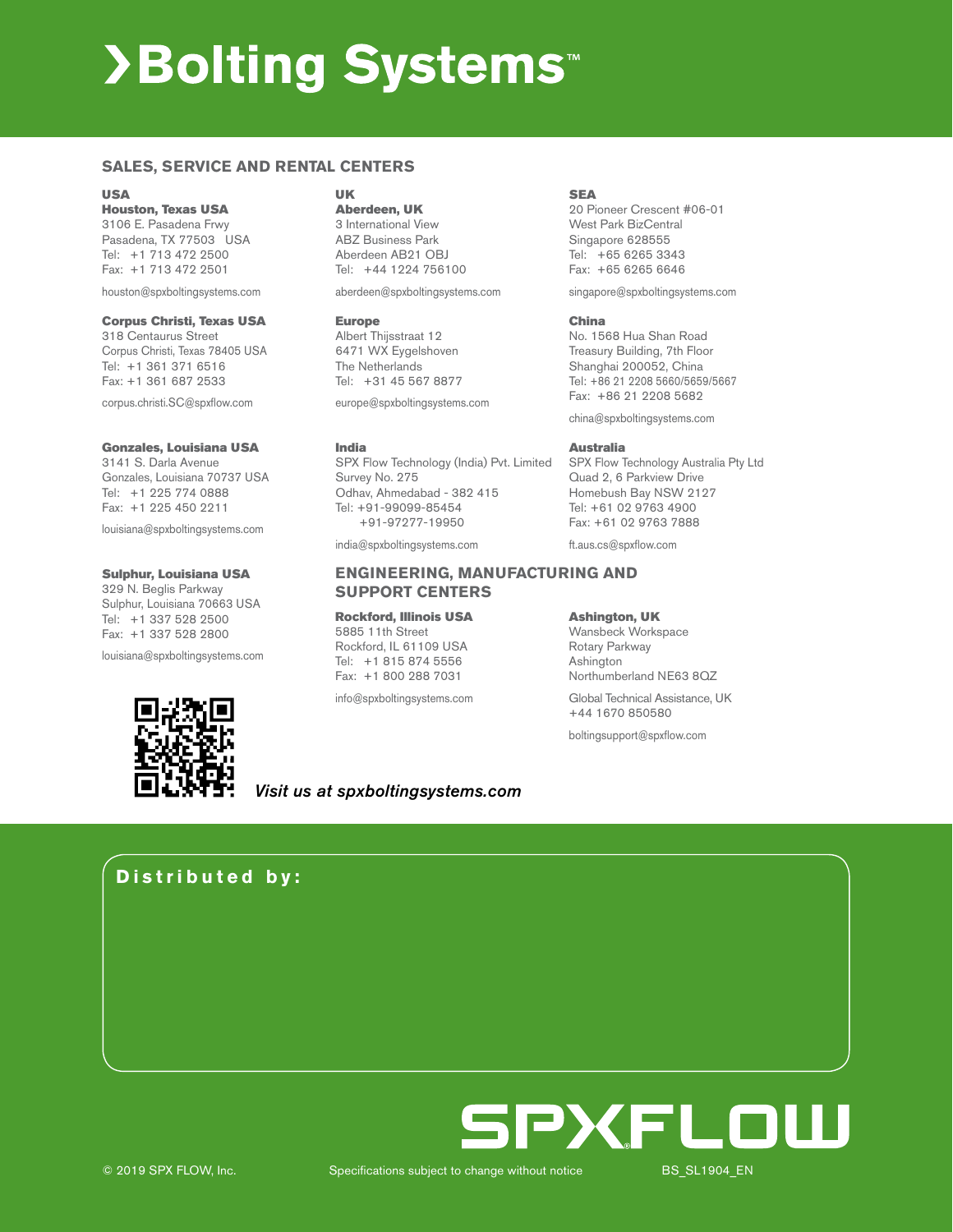# ›Bolting Systems™

## SALES, SERVICE AND RENTAL CENTERS

**USA**

**Houston, Texas USA**
3106 E. Pasadena Frwy
Pasadena, TX 77503 USA
Tel: +1 713 472 2500
Fax: +1 713 472 2501

houston@spxboltingsystems.com

**Corpus Christi, Texas USA**
318 Centaurus Street
Corpus Christi, Texas 78405 USA
Tel: +1 361 371 6516
Fax: +1 361 687 2533

corpus.christi.SC@spxflow.com

**Gonzales, Louisiana USA**
3141 S. Darla Avenue
Gonzales, Louisiana 70737 USA
Tel: +1 225 774 0888
Fax: +1 225 450 2211

louisiana@spxboltingsystems.com

**Sulphur, Louisiana USA**
329 N. Beglis Parkway
Sulphur, Louisiana 70663 USA
Tel: +1 337 528 2500
Fax: +1 337 528 2800

louisiana@spxboltingsystems.com

**UK**

**Aberdeen, UK**
3 International View
ABZ Business Park
Aberdeen AB21 OBJ
Tel: +44 1224 756100

aberdeen@spxboltingsystems.com

**Europe**
Albert Thijsstraat 12
6471 WX Eygelshoven
The Netherlands
Tel: +31 45 567 8877

europe@spxboltingsystems.com

**India**
SPX Flow Technology (India) Pvt. Limited
Survey No. 275
Odhav, Ahmedabad - 382 415
Tel: +91-99099-85454
+91-97277-19950

india@spxboltingsystems.com

**SEA**
20 Pioneer Crescent #06-01
West Park BizCentral
Singapore 628555
Tel: +65 6265 3343
Fax: +65 6265 6646

singapore@spxboltingsystems.com

**China**
No. 1568 Hua Shan Road
Treasury Building, 7th Floor
Shanghai 200052, China
Tel: +86 21 2208 5660/5659/5667
Fax: +86 21 2208 5682

china@spxboltingsystems.com

**Australia**
SPX Flow Technology Australia Pty Ltd
Quad 2, 6 Parkview Drive
Homebush Bay NSW 2127
Tel: +61 02 9763 4900
Fax: +61 02 9763 7888

ft.aus.cs@spxflow.com

## ENGINEERING, MANUFACTURING AND SUPPORT CENTERS

**Rockford, Illinois USA**
5885 11th Street
Rockford, IL 61109 USA
Tel: +1 815 874 5556
Fax: +1 800 288 7031

info@spxboltingsystems.com

**Ashington, UK**
Wansbeck Workspace
Rotary Parkway
Ashington
Northumberland NE63 8QZ

Global Technical Assistance, UK
+44 1670 850580

boltingsupport@spxflow.com

*Visit us at spxboltingsystems.com*

**Distributed by:**

SPXFLOW

© 2019 SPX FLOW, Inc. Specifications subject to change without notice BS_SL1904_EN